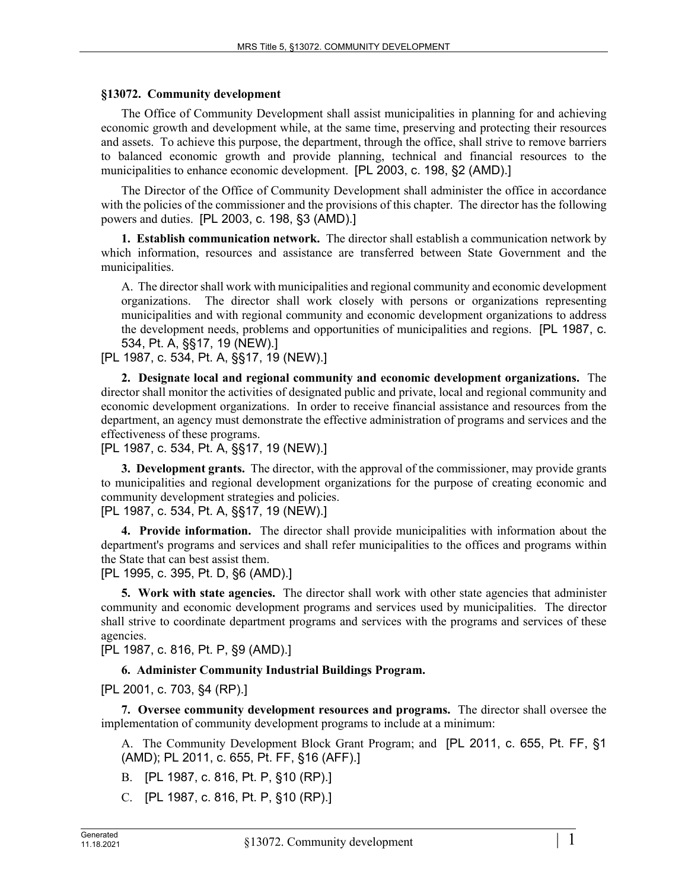### §13072. Community development

The Office of Community Development shall assist municipalities in planning for and achieving economic growth and development while, at the same time, preserving and protecting their resources and assets. To achieve this purpose, the department, through the office, shall strive to remove barriers to balanced economic growth and provide planning, technical and financial resources to the municipalities to enhance economic development. [PL 2003, c. 198, §2 (AMD).]

The Director of the Office of Community Development shall administer the office in accordance with the policies of the commissioner and the provisions of this chapter. The director has the following powers and duties. [PL 2003, c. 198, §3 (AMD).]

**1. Establish communication network.** The director shall establish a communication network by which information, resources and assistance are transferred between State Government and the municipalities.

A. The director shall work with municipalities and regional community and economic development organizations. The director shall work closely with persons or organizations representing municipalities and with regional community and economic development organizations to address the development needs, problems and opportunities of municipalities and regions. [PL 1987, c. 534, Pt. A, §§17, 19 (NEW).]

[PL 1987, c. 534, Pt. A, §§17, 19 (NEW).]

**2. Designate local and regional community and economic development organizations.** The director shall monitor the activities of designated public and private, local and regional community and economic development organizations. In order to receive financial assistance and resources from the department, an agency must demonstrate the effective administration of programs and services and the effectiveness of these programs.

[PL 1987, c. 534, Pt. A, §§17, 19 (NEW).]

**3. Development grants.** The director, with the approval of the commissioner, may provide grants to municipalities and regional development organizations for the purpose of creating economic and community development strategies and policies.

[PL 1987, c. 534, Pt. A, §§17, 19 (NEW).]

**4. Provide information.** The director shall provide municipalities with information about the department's programs and services and shall refer municipalities to the offices and programs within the State that can best assist them.

[PL 1995, c. 395, Pt. D, §6 (AMD).]

**5. Work with state agencies.** The director shall work with other state agencies that administer community and economic development programs and services used by municipalities. The director shall strive to coordinate department programs and services with the programs and services of these agencies.

[PL 1987, c. 816, Pt. P, §9 (AMD).]

**6. Administer Community Industrial Buildings Program.**

[PL 2001, c. 703, §4 (RP).]

**7. Oversee community development resources and programs.** The director shall oversee the implementation of community development programs to include at a minimum:

A. The Community Development Block Grant Program; and [PL 2011, c. 655, Pt. FF, §1 (AMD); PL 2011, c. 655, Pt. FF, §16 (AFF).]

B. [PL 1987, c. 816, Pt. P, §10 (RP).]

C. [PL 1987, c. 816, Pt. P, §10 (RP).]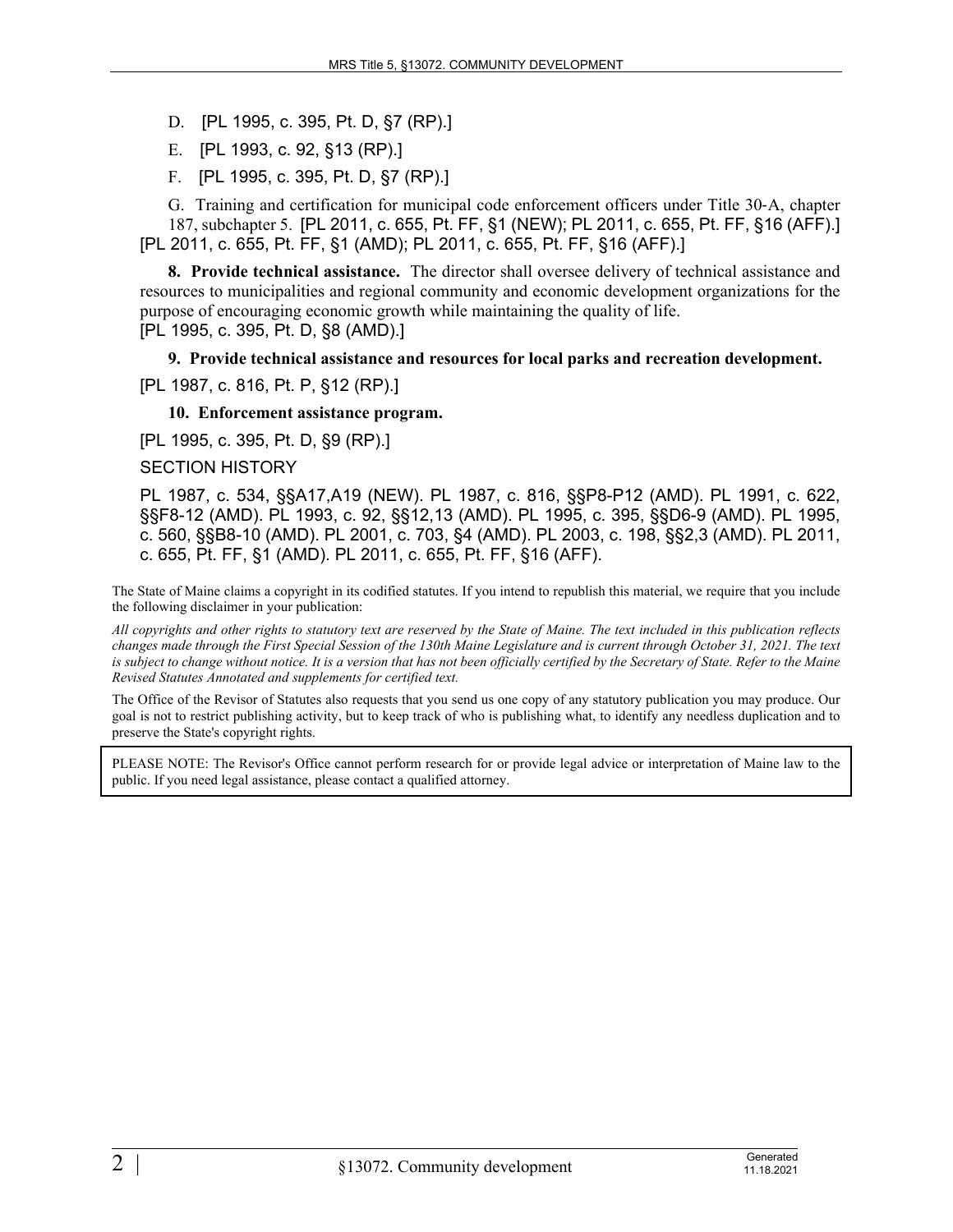D. [PL 1995, c. 395, Pt. D, §7 (RP).]

E. [PL 1993, c. 92, §13 (RP).]

F. [PL 1995, c. 395, Pt. D, §7 (RP).]

G. Training and certification for municipal code enforcement officers under Title 30-A, chapter 187, subchapter 5. [PL 2011, c. 655, Pt. FF, §1 (NEW); PL 2011, c. 655, Pt. FF, §16 (AFF).]

[PL 2011, c. 655, Pt. FF, §1 (AMD); PL 2011, c. 655, Pt. FF, §16 (AFF).]

**8. Provide technical assistance.** The director shall oversee delivery of technical assistance and resources to municipalities and regional community and economic development organizations for the purpose of encouraging economic growth while maintaining the quality of life.
[PL 1995, c. 395, Pt. D, §8 (AMD).]

**9. Provide technical assistance and resources for local parks and recreation development.**

[PL 1987, c. 816, Pt. P, §12 (RP).]

**10. Enforcement assistance program.**

[PL 1995, c. 395, Pt. D, §9 (RP).]

SECTION HISTORY

PL 1987, c. 534, §§A17,A19 (NEW). PL 1987, c. 816, §§P8-P12 (AMD). PL 1991, c. 622, §§F8-12 (AMD). PL 1993, c. 92, §§12,13 (AMD). PL 1995, c. 395, §§D6-9 (AMD). PL 1995, c. 560, §§B8-10 (AMD). PL 2001, c. 703, §4 (AMD). PL 2003, c. 198, §§2,3 (AMD). PL 2011, c. 655, Pt. FF, §1 (AMD). PL 2011, c. 655, Pt. FF, §16 (AFF).

The State of Maine claims a copyright in its codified statutes. If you intend to republish this material, we require that you include the following disclaimer in your publication:

*All copyrights and other rights to statutory text are reserved by the State of Maine. The text included in this publication reflects changes made through the First Special Session of the 130th Maine Legislature and is current through October 31, 2021. The text is subject to change without notice. It is a version that has not been officially certified by the Secretary of State. Refer to the Maine Revised Statutes Annotated and supplements for certified text.*

The Office of the Revisor of Statutes also requests that you send us one copy of any statutory publication you may produce. Our goal is not to restrict publishing activity, but to keep track of who is publishing what, to identify any needless duplication and to preserve the State's copyright rights.

PLEASE NOTE: The Revisor's Office cannot perform research for or provide legal advice or interpretation of Maine law to the public. If you need legal assistance, please contact a qualified attorney.